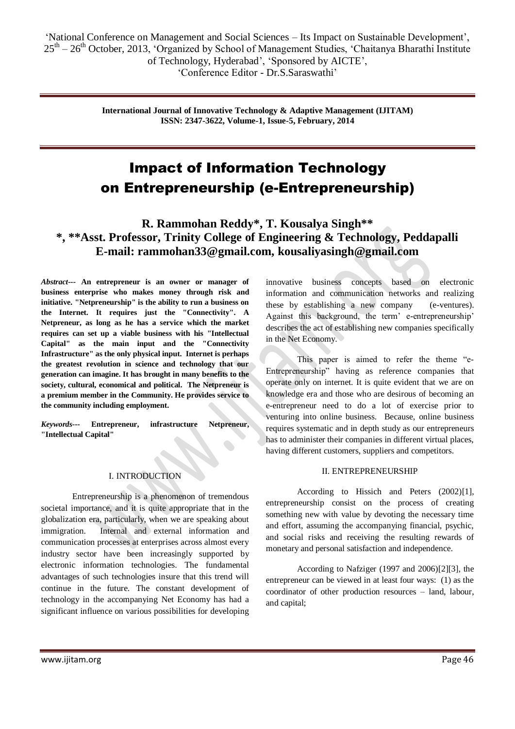'National Conference on Management and Social Sciences – Its Impact on Sustainable Development', 25th – 26th October, 2013, 'Organized by School of Management Studies, 'Chaitanya Bharathi Institute of Technology, Hyderabad', 'Sponsored by AICTE', 'Conference Editor - Dr.S.Saraswathi'

**International Journal of Innovative Technology & Adaptive Management (IJITAM)**
**ISSN: 2347-3622, Volume-1, Issue-5, February, 2014**

# Impact of Information Technology on Entrepreneurship (e-Entrepreneurship)

**R. Rammohan Reddy*, T. Kousalya Singh****
***, **Asst. Professor, Trinity College of Engineering & Technology, Peddapalli**
**E-mail: rammohan33@gmail.com, kousaliyasingh@gmail.com**

***Abstract---*** **An entrepreneur is an owner or manager of business enterprise who makes money through risk and initiative. "Netpreneurship" is the ability to run a business on the Internet. It requires just the "Connectivity". A Netpreneur, as long as he has a service which the market requires can set up a viable business with his "Intellectual Capital" as the main input and the "Connectivity Infrastructure" as the only physical input. Internet is perhaps the greatest revolution in science and technology that our generation can imagine. It has brought in many benefits to the society, cultural, economical and political. The Netpreneur is a premium member in the Community. He provides service to the community including employment.**

***Keywords---*** **Entrepreneur, infrastructure Netpreneur, "Intellectual Capital"**

## I. INTRODUCTION

Entrepreneurship is a phenomenon of tremendous societal importance, and it is quite appropriate that in the globalization era, particularly, when we are speaking about immigration. Internal and external information and communication processes at enterprises across almost every industry sector have been increasingly supported by electronic information technologies. The fundamental advantages of such technologies insure that this trend will continue in the future. The constant development of technology in the accompanying Net Economy has had a significant influence on various possibilities for developing innovative business concepts based on electronic information and communication networks and realizing these by establishing a new company (e-ventures). Against this background, the term' e-entrepreneurship' describes the act of establishing new companies specifically in the Net Economy.

This paper is aimed to refer the theme "e-Entrepreneurship" having as reference companies that operate only on internet. It is quite evident that we are on knowledge era and those who are desirous of becoming an e-entrepreneur need to do a lot of exercise prior to venturing into online business. Because, online business requires systematic and in depth study as our entrepreneurs has to administer their companies in different virtual places, having different customers, suppliers and competitors.

## II. ENTREPRENEURSHIP

According to Hissich and Peters (2002)[1], entrepreneurship consist on the process of creating something new with value by devoting the necessary time and effort, assuming the accompanying financial, psychic, and social risks and receiving the resulting rewards of monetary and personal satisfaction and independence.

According to Nafziger (1997 and 2006)[2][3], the entrepreneur can be viewed in at least four ways: (1) as the coordinator of other production resources – land, labour, and capital;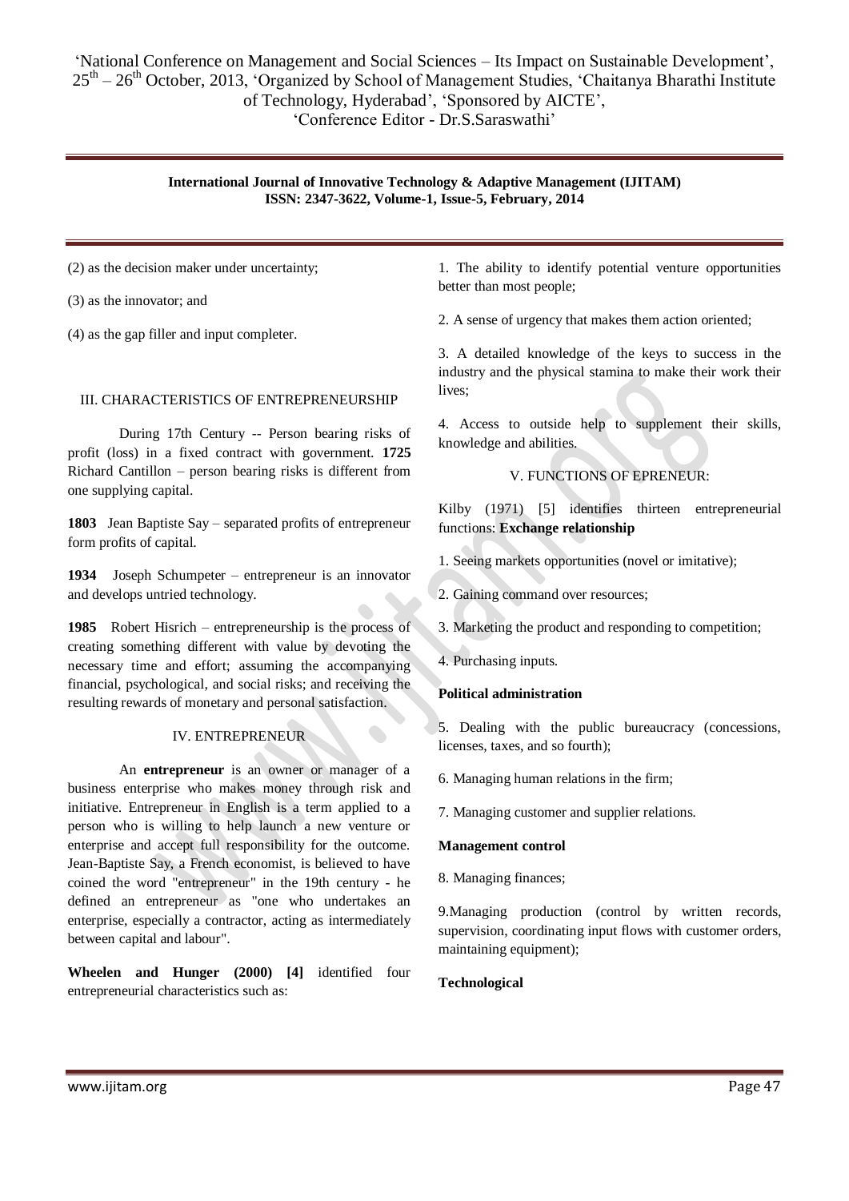(2) as the decision maker under uncertainty;

(3) as the innovator; and

(4) as the gap filler and input completer.

## III. CHARACTERISTICS OF ENTREPRENEURSHIP

During 17th Century -- Person bearing risks of profit (loss) in a fixed contract with government. **1725** Richard Cantillon – person bearing risks is different from one supplying capital.

**1803** Jean Baptiste Say – separated profits of entrepreneur form profits of capital.

**1934** Joseph Schumpeter – entrepreneur is an innovator and develops untried technology.

**1985** Robert Hisrich – entrepreneurship is the process of creating something different with value by devoting the necessary time and effort; assuming the accompanying financial, psychological, and social risks; and receiving the resulting rewards of monetary and personal satisfaction.

## IV. ENTREPRENEUR

An **entrepreneur** is an owner or manager of a business enterprise who makes money through risk and initiative. Entrepreneur in English is a term applied to a person who is willing to help launch a new venture or enterprise and accept full responsibility for the outcome. Jean-Baptiste Say, a French economist, is believed to have coined the word "entrepreneur" in the 19th century - he defined an entrepreneur as "one who undertakes an enterprise, especially a contractor, acting as intermediately between capital and labour".

**Wheelen and Hunger (2000) [4]** identified four entrepreneurial characteristics such as:

1. The ability to identify potential venture opportunities better than most people;

2. A sense of urgency that makes them action oriented;

3. A detailed knowledge of the keys to success in the industry and the physical stamina to make their work their lives;

4. Access to outside help to supplement their skills, knowledge and abilities.

## V. FUNCTIONS OF EPRENEUR:

Kilby (1971) [5] identifies thirteen entrepreneurial functions: **Exchange relationship**

1. Seeing markets opportunities (novel or imitative);

2. Gaining command over resources;

3. Marketing the product and responding to competition;

4. Purchasing inputs.

**Political administration**

5. Dealing with the public bureaucracy (concessions, licenses, taxes, and so fourth);

6. Managing human relations in the firm;

7. Managing customer and supplier relations.

**Management control**

8. Managing finances;

9.Managing production (control by written records, supervision, coordinating input flows with customer orders, maintaining equipment);

**Technological**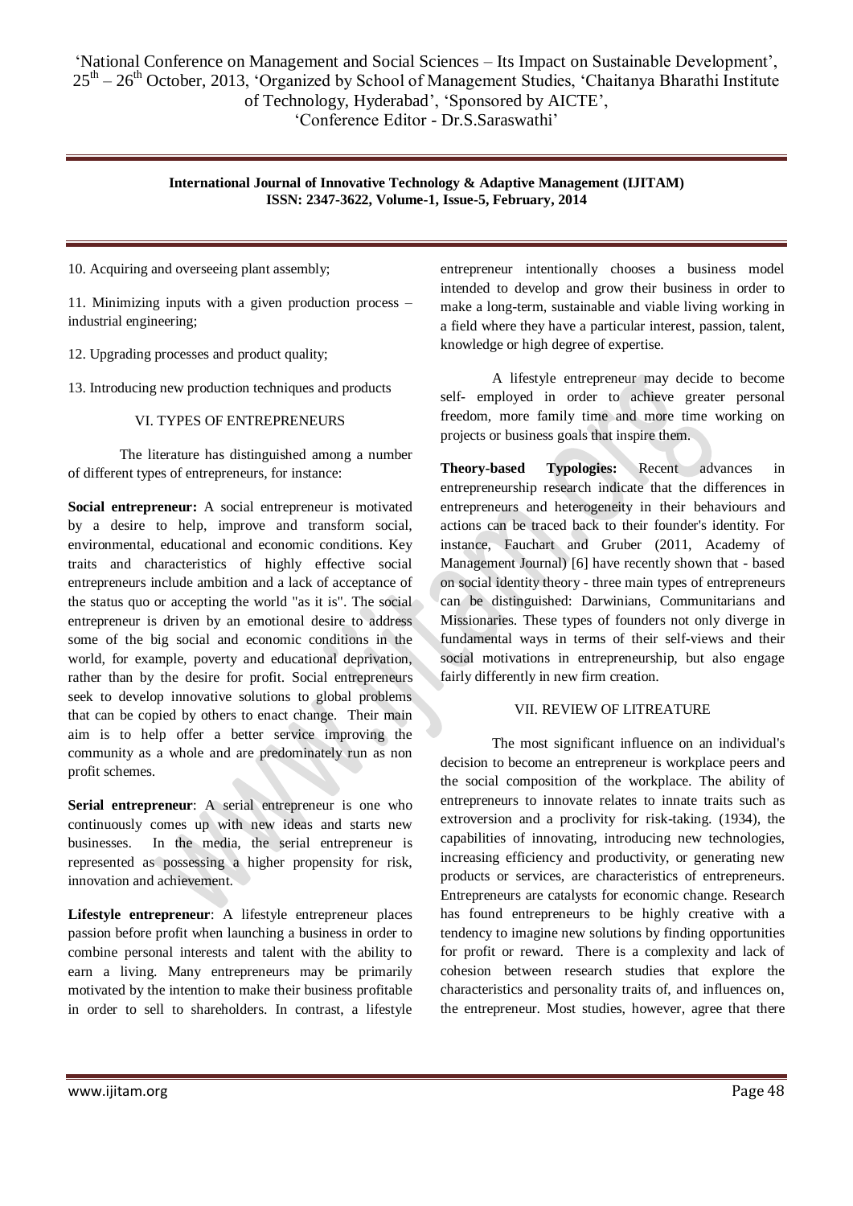10. Acquiring and overseeing plant assembly;

11. Minimizing inputs with a given production process – industrial engineering;

12. Upgrading processes and product quality;

13. Introducing new production techniques and products

## VI. TYPES OF ENTREPRENEURS

The literature has distinguished among a number of different types of entrepreneurs, for instance:

**Social entrepreneur:** A social entrepreneur is motivated by a desire to help, improve and transform social, environmental, educational and economic conditions. Key traits and characteristics of highly effective social entrepreneurs include ambition and a lack of acceptance of the status quo or accepting the world "as it is". The social entrepreneur is driven by an emotional desire to address some of the big social and economic conditions in the world, for example, poverty and educational deprivation, rather than by the desire for profit. Social entrepreneurs seek to develop innovative solutions to global problems that can be copied by others to enact change. Their main aim is to help offer a better service improving the community as a whole and are predominately run as non profit schemes.

**Serial entrepreneur**: A serial entrepreneur is one who continuously comes up with new ideas and starts new businesses. In the media, the serial entrepreneur is represented as possessing a higher propensity for risk, innovation and achievement.

**Lifestyle entrepreneur**: A lifestyle entrepreneur places passion before profit when launching a business in order to combine personal interests and talent with the ability to earn a living. Many entrepreneurs may be primarily motivated by the intention to make their business profitable in order to sell to shareholders. In contrast, a lifestyle entrepreneur intentionally chooses a business model intended to develop and grow their business in order to make a long-term, sustainable and viable living working in a field where they have a particular interest, passion, talent, knowledge or high degree of expertise.

A lifestyle entrepreneur may decide to become self- employed in order to achieve greater personal freedom, more family time and more time working on projects or business goals that inspire them.

**Theory-based Typologies:** Recent advances in entrepreneurship research indicate that the differences in entrepreneurs and heterogeneity in their behaviours and actions can be traced back to their founder's identity. For instance, Fauchart and Gruber (2011, Academy of Management Journal) [6] have recently shown that - based on social identity theory - three main types of entrepreneurs can be distinguished: Darwinians, Communitarians and Missionaries. These types of founders not only diverge in fundamental ways in terms of their self-views and their social motivations in entrepreneurship, but also engage fairly differently in new firm creation.

## VII. REVIEW OF LITREATURE

The most significant influence on an individual's decision to become an entrepreneur is workplace peers and the social composition of the workplace. The ability of entrepreneurs to innovate relates to innate traits such as extroversion and a proclivity for risk-taking. (1934), the capabilities of innovating, introducing new technologies, increasing efficiency and productivity, or generating new products or services, are characteristics of entrepreneurs. Entrepreneurs are catalysts for economic change. Research has found entrepreneurs to be highly creative with a tendency to imagine new solutions by finding opportunities for profit or reward. There is a complexity and lack of cohesion between research studies that explore the characteristics and personality traits of, and influences on, the entrepreneur. Most studies, however, agree that there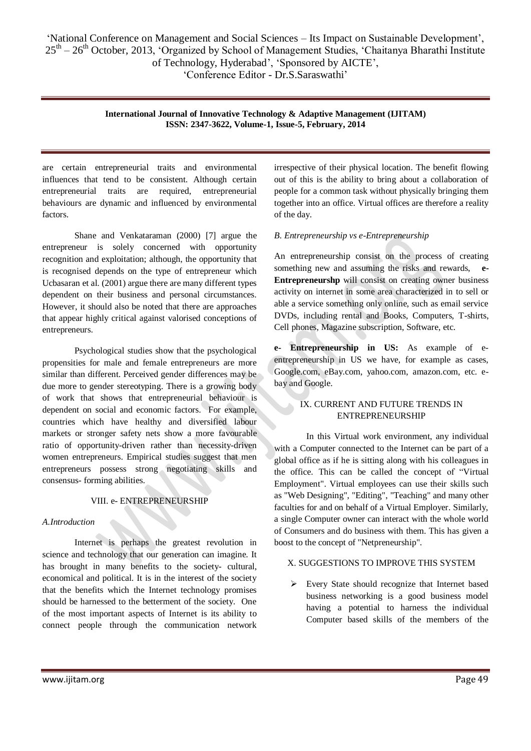are certain entrepreneurial traits and environmental influences that tend to be consistent. Although certain entrepreneurial traits are required, entrepreneurial behaviours are dynamic and influenced by environmental factors.

Shane and Venkataraman (2000) [7] argue the entrepreneur is solely concerned with opportunity recognition and exploitation; although, the opportunity that is recognised depends on the type of entrepreneur which Ucbasaran et al. (2001) argue there are many different types dependent on their business and personal circumstances. However, it should also be noted that there are approaches that appear highly critical against valorised conceptions of entrepreneurs.

Psychological studies show that the psychological propensities for male and female entrepreneurs are more similar than different. Perceived gender differences may be due more to gender stereotyping. There is a growing body of work that shows that entrepreneurial behaviour is dependent on social and economic factors. For example, countries which have healthy and diversified labour markets or stronger safety nets show a more favourable ratio of opportunity-driven rather than necessity-driven women entrepreneurs. Empirical studies suggest that men entrepreneurs possess strong negotiating skills and consensus- forming abilities.

## VIII. e- ENTREPRENEURSHIP

### *A.Introduction*

Internet is perhaps the greatest revolution in science and technology that our generation can imagine. It has brought in many benefits to the society- cultural, economical and political. It is in the interest of the society that the benefits which the Internet technology promises should be harnessed to the betterment of the society. One of the most important aspects of Internet is its ability to connect people through the communication network irrespective of their physical location. The benefit flowing out of this is the ability to bring about a collaboration of people for a common task without physically bringing them together into an office. Virtual offices are therefore a reality of the day.

### *B. Entrepreneurship vs e-Entrepreneurship*

An entrepreneurship consist on the process of creating something new and assuming the risks and rewards, **e-Entrepreneurshp** will consist on creating owner business activity on internet in some area characterized in to sell or able a service something only online, such as email service DVDs, including rental and Books, Computers, T-shirts, Cell phones, Magazine subscription, Software, etc.

**e- Entrepreneurship in US:** As example of e-entrepreneurship in US we have, for example as cases, Google.com, eBay.com, yahoo.com, amazon.com, etc. e-bay and Google.

## IX. CURRENT AND FUTURE TRENDS IN ENTREPRENEURSHIP

In this Virtual work environment, any individual with a Computer connected to the Internet can be part of a global office as if he is sitting along with his colleagues in the office. This can be called the concept of "Virtual Employment". Virtual employees can use their skills such as "Web Designing", "Editing", "Teaching" and many other faculties for and on behalf of a Virtual Employer. Similarly, a single Computer owner can interact with the whole world of Consumers and do business with them. This has given a boost to the concept of "Netpreneurship".

## X. SUGGESTIONS TO IMPROVE THIS SYSTEM

- Every State should recognize that Internet based business networking is a good business model having a potential to harness the individual Computer based skills of the members of the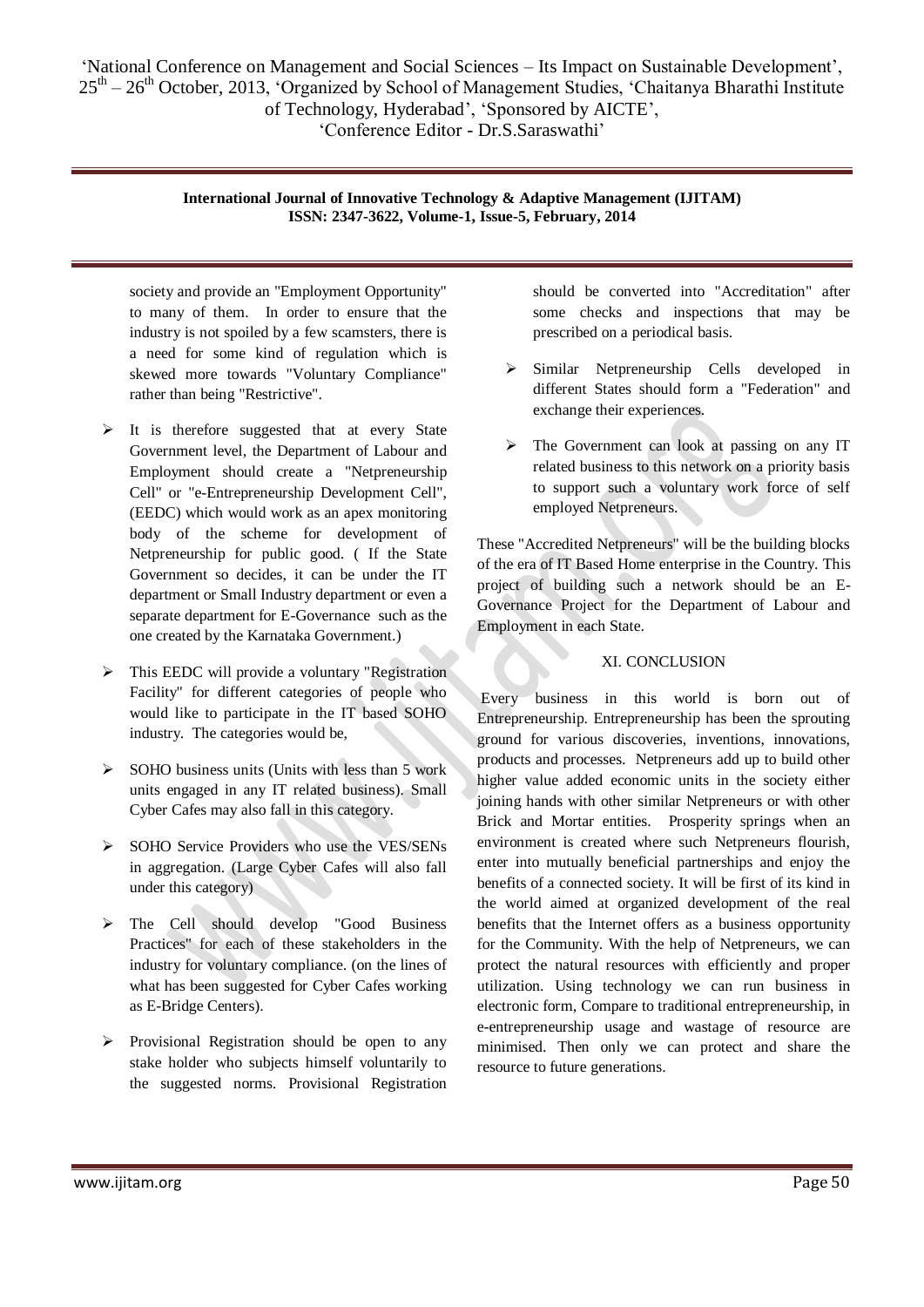society and provide an "Employment Opportunity" to many of them. In order to ensure that the industry is not spoiled by a few scamsters, there is a need for some kind of regulation which is skewed more towards "Voluntary Compliance" rather than being "Restrictive".

- It is therefore suggested that at every State Government level, the Department of Labour and Employment should create a "Netpreneurship Cell" or "e-Entrepreneurship Development Cell", (EEDC) which would work as an apex monitoring body of the scheme for development of Netpreneurship for public good. ( If the State Government so decides, it can be under the IT department or Small Industry department or even a separate department for E-Governance such as the one created by the Karnataka Government.)
- This EEDC will provide a voluntary "Registration Facility" for different categories of people who would like to participate in the IT based SOHO industry. The categories would be,
- SOHO business units (Units with less than 5 work units engaged in any IT related business). Small Cyber Cafes may also fall in this category.
- SOHO Service Providers who use the VES/SENs in aggregation. (Large Cyber Cafes will also fall under this category)
- The Cell should develop "Good Business Practices" for each of these stakeholders in the industry for voluntary compliance. (on the lines of what has been suggested for Cyber Cafes working as E-Bridge Centers).
- Provisional Registration should be open to any stake holder who subjects himself voluntarily to the suggested norms. Provisional Registration should be converted into "Accreditation" after some checks and inspections that may be prescribed on a periodical basis.
- Similar Netpreneurship Cells developed in different States should form a "Federation" and exchange their experiences.
- The Government can look at passing on any IT related business to this network on a priority basis to support such a voluntary work force of self employed Netpreneurs.

These "Accredited Netpreneurs" will be the building blocks of the era of IT Based Home enterprise in the Country. This project of building such a network should be an E-Governance Project for the Department of Labour and Employment in each State.

## XI. CONCLUSION

Every business in this world is born out of Entrepreneurship. Entrepreneurship has been the sprouting ground for various discoveries, inventions, innovations, products and processes. Netpreneurs add up to build other higher value added economic units in the society either joining hands with other similar Netpreneurs or with other Brick and Mortar entities. Prosperity springs when an environment is created where such Netpreneurs flourish, enter into mutually beneficial partnerships and enjoy the benefits of a connected society. It will be first of its kind in the world aimed at organized development of the real benefits that the Internet offers as a business opportunity for the Community. With the help of Netpreneurs, we can protect the natural resources with efficiently and proper utilization. Using technology we can run business in electronic form, Compare to traditional entrepreneurship, in e-entrepreneurship usage and wastage of resource are minimised. Then only we can protect and share the resource to future generations.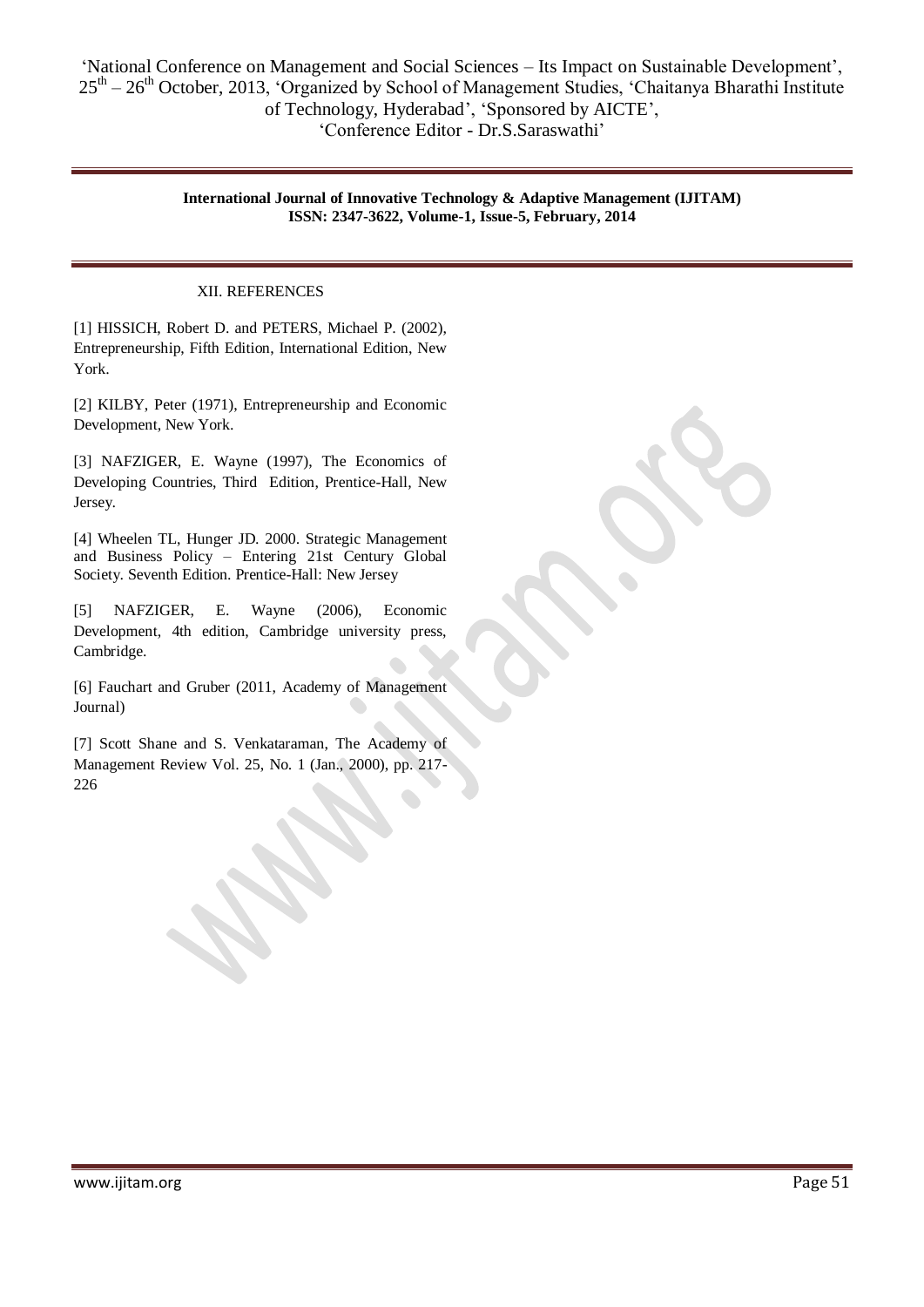## XII. REFERENCES

[1] HISSICH, Robert D. and PETERS, Michael P. (2002), Entrepreneurship, Fifth Edition, International Edition, New York.

[2] KILBY, Peter (1971), Entrepreneurship and Economic Development, New York.

[3] NAFZIGER, E. Wayne (1997), The Economics of Developing Countries, Third Edition, Prentice-Hall, New Jersey.

[4] Wheelen TL, Hunger JD. 2000. Strategic Management and Business Policy – Entering 21st Century Global Society. Seventh Edition. Prentice-Hall: New Jersey

[5] NAFZIGER, E. Wayne (2006), Economic Development, 4th edition, Cambridge university press, Cambridge.

[6] Fauchart and Gruber (2011, Academy of Management Journal)

[7] Scott Shane and S. Venkataraman, The Academy of Management Review Vol. 25, No. 1 (Jan., 2000), pp. 217-226